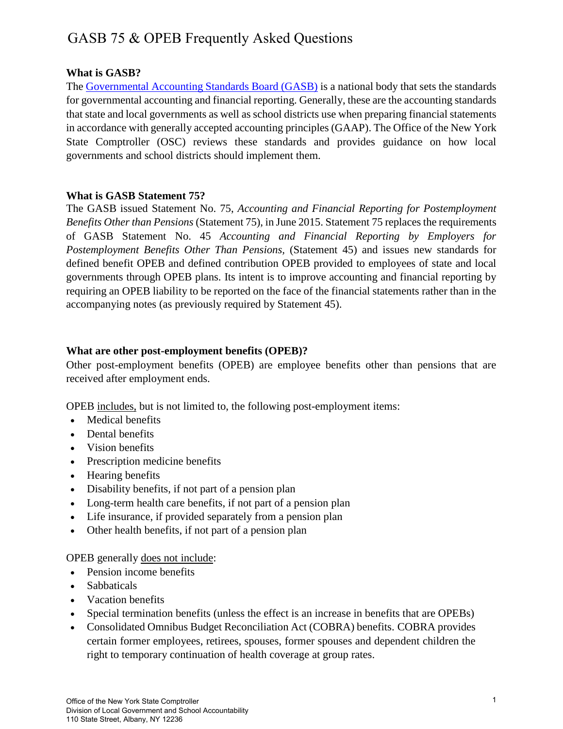# GASB 75 & OPEB Frequently Asked Questions

**What is GASB?**

The Governmental Accounting Standards Board (GASB) is a national body that sets the standards for governmental accounting and financial reporting. Generally, these are the accounting standards that state and local governments as well as school districts use when preparing financial statements in accordance with generally accepted accounting principles (GAAP). The Office of the New York State Comptroller (OSC) reviews these standards and provides guidance on how local governments and school districts should implement them.

**What is GASB Statement 75?**

The GASB issued Statement No. 75, *Accounting and Financial Reporting for Postemployment Benefits Other than Pensions* (Statement 75), in June 2015. Statement 75 replaces the requirements of GASB Statement No. 45 *Accounting and Financial Reporting by Employers for Postemployment Benefits Other Than Pensions,* (Statement 45) and issues new standards for defined benefit OPEB and defined contribution OPEB provided to employees of state and local governments through OPEB plans. Its intent is to improve accounting and financial reporting by requiring an OPEB liability to be reported on the face of the financial statements rather than in the accompanying notes (as previously required by Statement 45).

**What are other post-employment benefits (OPEB)?**

Other post-employment benefits (OPEB) are employee benefits other than pensions that are received after employment ends.

OPEB includes, but is not limited to, the following post-employment items:

- Medical benefits
- Dental benefits
- Vision benefits
- Prescription medicine benefits
- Hearing benefits
- Disability benefits, if not part of a pension plan
- Long-term health care benefits, if not part of a pension plan
- Life insurance, if provided separately from a pension plan
- Other health benefits, if not part of a pension plan

OPEB generally does not include:

- Pension income benefits
- Sabbaticals
- Vacation benefits
- Special termination benefits (unless the effect is an increase in benefits that are OPEBs)
- Consolidated Omnibus Budget Reconciliation Act (COBRA) benefits. COBRA provides certain former employees, retirees, spouses, former spouses and dependent children the right to temporary continuation of health coverage at group rates.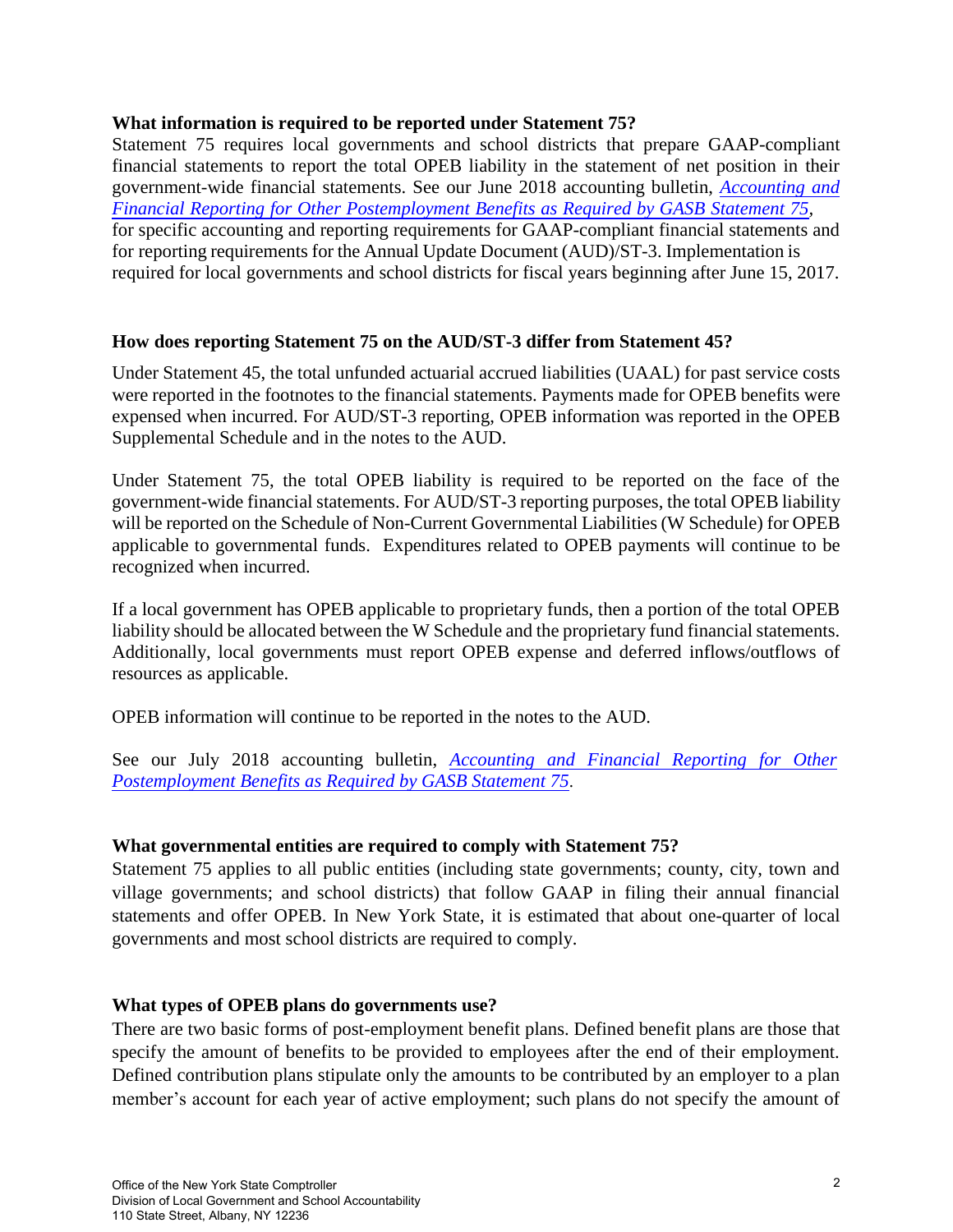### What information is required to be reported under Statement 75?

Statement 75 requires local governments and school districts that prepare GAAP-compliant financial statements to report the total OPEB liability in the statement of net position in their government-wide financial statements. See our June 2018 accounting bulletin, *Accounting and Financial Reporting for Other Postemployment Benefits as Required by GASB Statement 75*, for specific accounting and reporting requirements for GAAP-compliant financial statements and for reporting requirements for the Annual Update Document (AUD)/ST-3. Implementation is required for local governments and school districts for fiscal years beginning after June 15, 2017.

### How does reporting Statement 75 on the AUD/ST-3 differ from Statement 45?

Under Statement 45, the total unfunded actuarial accrued liabilities (UAAL) for past service costs were reported in the footnotes to the financial statements. Payments made for OPEB benefits were expensed when incurred. For AUD/ST-3 reporting, OPEB information was reported in the OPEB Supplemental Schedule and in the notes to the AUD.

Under Statement 75, the total OPEB liability is required to be reported on the face of the government-wide financial statements. For AUD/ST-3 reporting purposes, the total OPEB liability will be reported on the Schedule of Non-Current Governmental Liabilities (W Schedule) for OPEB applicable to governmental funds. Expenditures related to OPEB payments will continue to be recognized when incurred.

If a local government has OPEB applicable to proprietary funds, then a portion of the total OPEB liability should be allocated between the W Schedule and the proprietary fund financial statements. Additionally, local governments must report OPEB expense and deferred inflows/outflows of resources as applicable.

OPEB information will continue to be reported in the notes to the AUD.

See our July 2018 accounting bulletin, *Accounting and Financial Reporting for Other Postemployment Benefits as Required by GASB Statement 75*.

### What governmental entities are required to comply with Statement 75?

Statement 75 applies to all public entities (including state governments; county, city, town and village governments; and school districts) that follow GAAP in filing their annual financial statements and offer OPEB. In New York State, it is estimated that about one-quarter of local governments and most school districts are required to comply.

### What types of OPEB plans do governments use?

There are two basic forms of post-employment benefit plans. Defined benefit plans are those that specify the amount of benefits to be provided to employees after the end of their employment. Defined contribution plans stipulate only the amounts to be contributed by an employer to a plan member's account for each year of active employment; such plans do not specify the amount of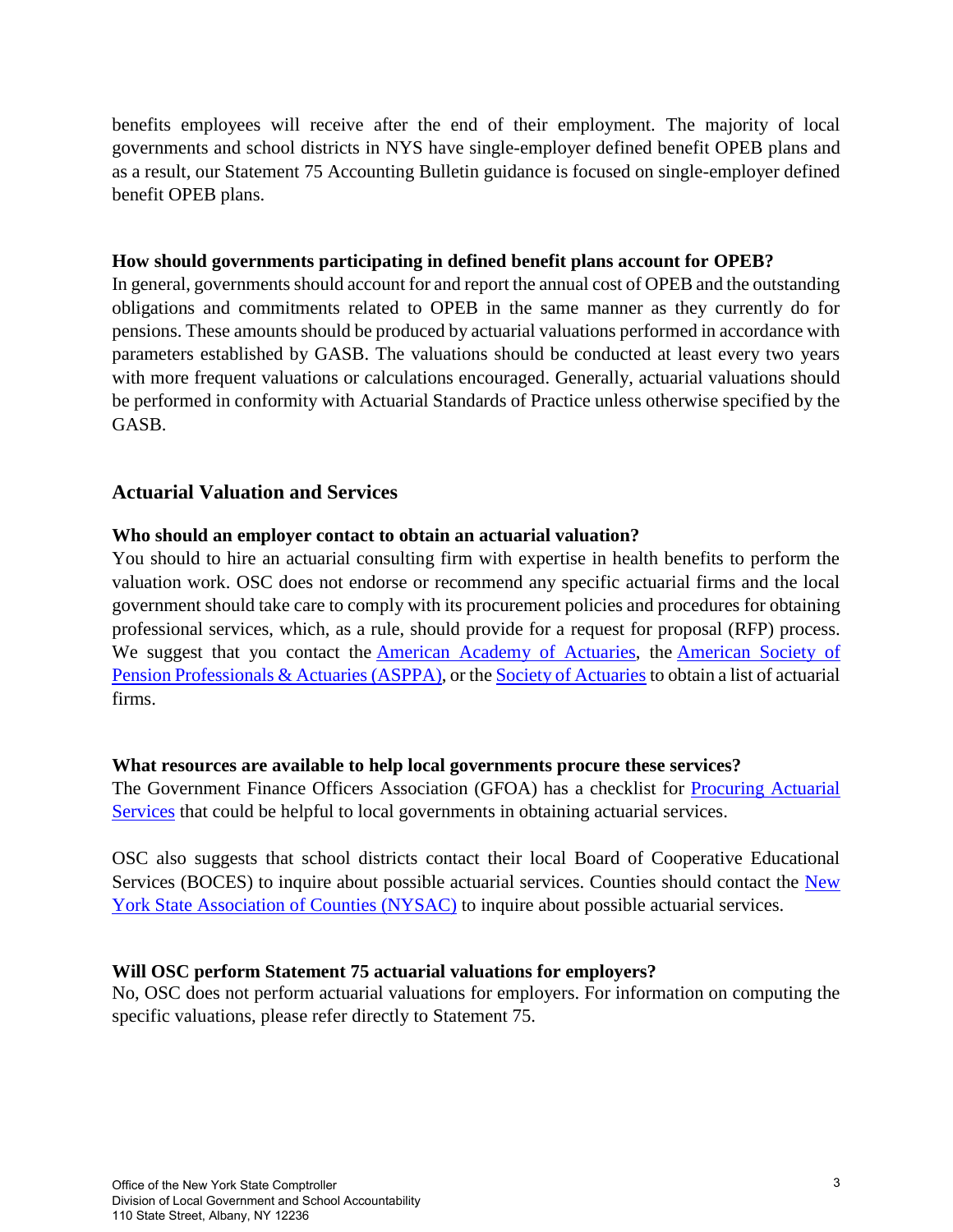benefits employees will receive after the end of their employment. The majority of local governments and school districts in NYS have single-employer defined benefit OPEB plans and as a result, our Statement 75 Accounting Bulletin guidance is focused on single-employer defined benefit OPEB plans.

**How should governments participating in defined benefit plans account for OPEB?**

In general, governments should account for and report the annual cost of OPEB and the outstanding obligations and commitments related to OPEB in the same manner as they currently do for pensions. These amounts should be produced by actuarial valuations performed in accordance with parameters established by GASB. The valuations should be conducted at least every two years with more frequent valuations or calculations encouraged. Generally, actuarial valuations should be performed in conformity with Actuarial Standards of Practice unless otherwise specified by the GASB.

## Actuarial Valuation and Services

**Who should an employer contact to obtain an actuarial valuation?**

You should to hire an actuarial consulting firm with expertise in health benefits to perform the valuation work. OSC does not endorse or recommend any specific actuarial firms and the local government should take care to comply with its procurement policies and procedures for obtaining professional services, which, as a rule, should provide for a request for proposal (RFP) process. We suggest that you contact the American Academy of Actuaries, the American Society of Pension Professionals & Actuaries (ASPPA), or the Society of Actuaries to obtain a list of actuarial firms.

**What resources are available to help local governments procure these services?**

The Government Finance Officers Association (GFOA) has a checklist for Procuring Actuarial Services that could be helpful to local governments in obtaining actuarial services.

OSC also suggests that school districts contact their local Board of Cooperative Educational Services (BOCES) to inquire about possible actuarial services. Counties should contact the New York State Association of Counties (NYSAC) to inquire about possible actuarial services.

**Will OSC perform Statement 75 actuarial valuations for employers?**

No, OSC does not perform actuarial valuations for employers. For information on computing the specific valuations, please refer directly to Statement 75.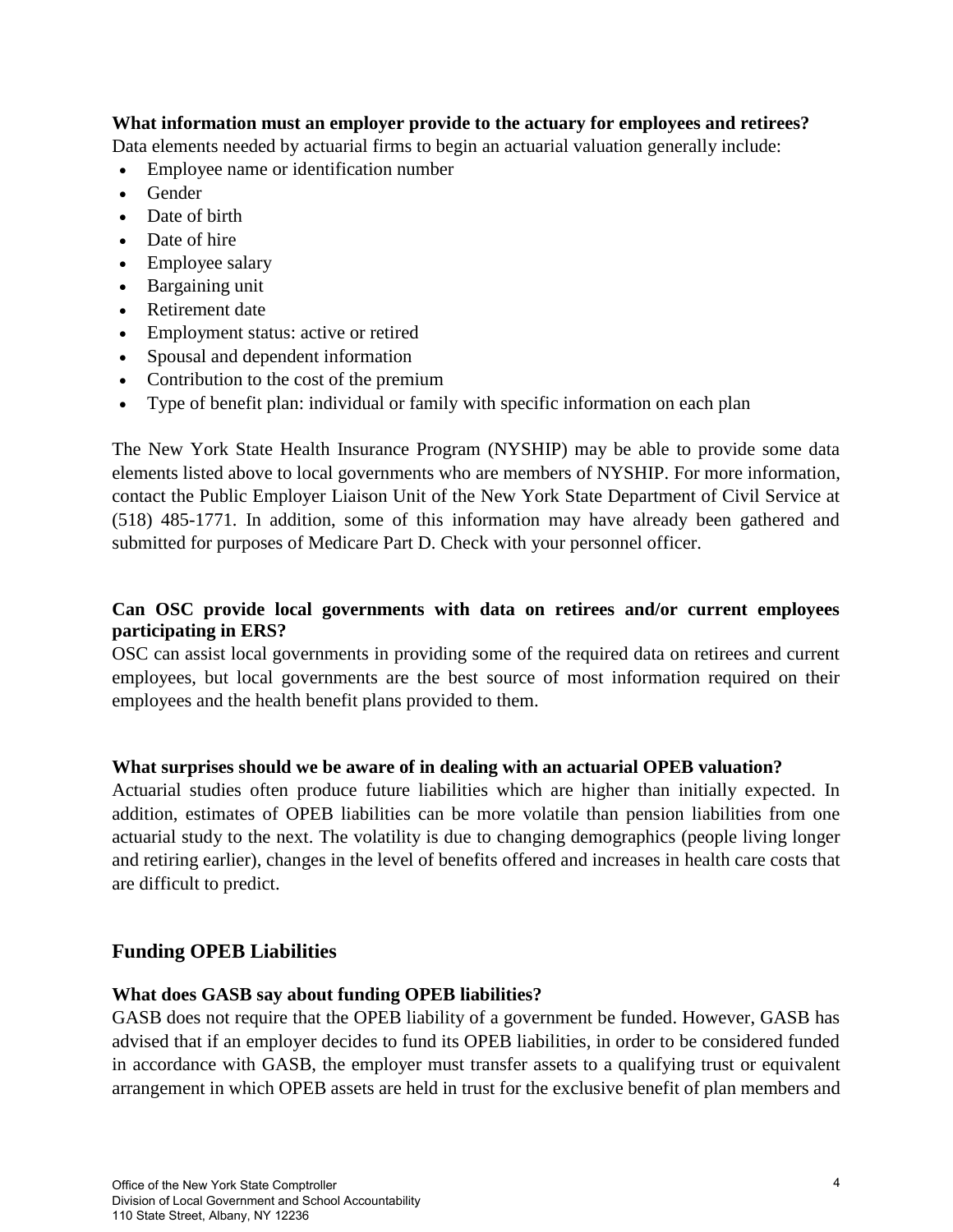**What information must an employer provide to the actuary for employees and retirees?**
Data elements needed by actuarial firms to begin an actuarial valuation generally include:

- Employee name or identification number
- Gender
- Date of birth
- Date of hire
- Employee salary
- Bargaining unit
- Retirement date
- Employment status: active or retired
- Spousal and dependent information
- Contribution to the cost of the premium
- Type of benefit plan: individual or family with specific information on each plan

The New York State Health Insurance Program (NYSHIP) may be able to provide some data elements listed above to local governments who are members of NYSHIP. For more information, contact the Public Employer Liaison Unit of the New York State Department of Civil Service at (518) 485-1771. In addition, some of this information may have already been gathered and submitted for purposes of Medicare Part D. Check with your personnel officer.

**Can OSC provide local governments with data on retirees and/or current employees participating in ERS?**
OSC can assist local governments in providing some of the required data on retirees and current employees, but local governments are the best source of most information required on their employees and the health benefit plans provided to them.

**What surprises should we be aware of in dealing with an actuarial OPEB valuation?**
Actuarial studies often produce future liabilities which are higher than initially expected. In addition, estimates of OPEB liabilities can be more volatile than pension liabilities from one actuarial study to the next. The volatility is due to changing demographics (people living longer and retiring earlier), changes in the level of benefits offered and increases in health care costs that are difficult to predict.

## Funding OPEB Liabilities

**What does GASB say about funding OPEB liabilities?**
GASB does not require that the OPEB liability of a government be funded. However, GASB has advised that if an employer decides to fund its OPEB liabilities, in order to be considered funded in accordance with GASB, the employer must transfer assets to a qualifying trust or equivalent arrangement in which OPEB assets are held in trust for the exclusive benefit of plan members and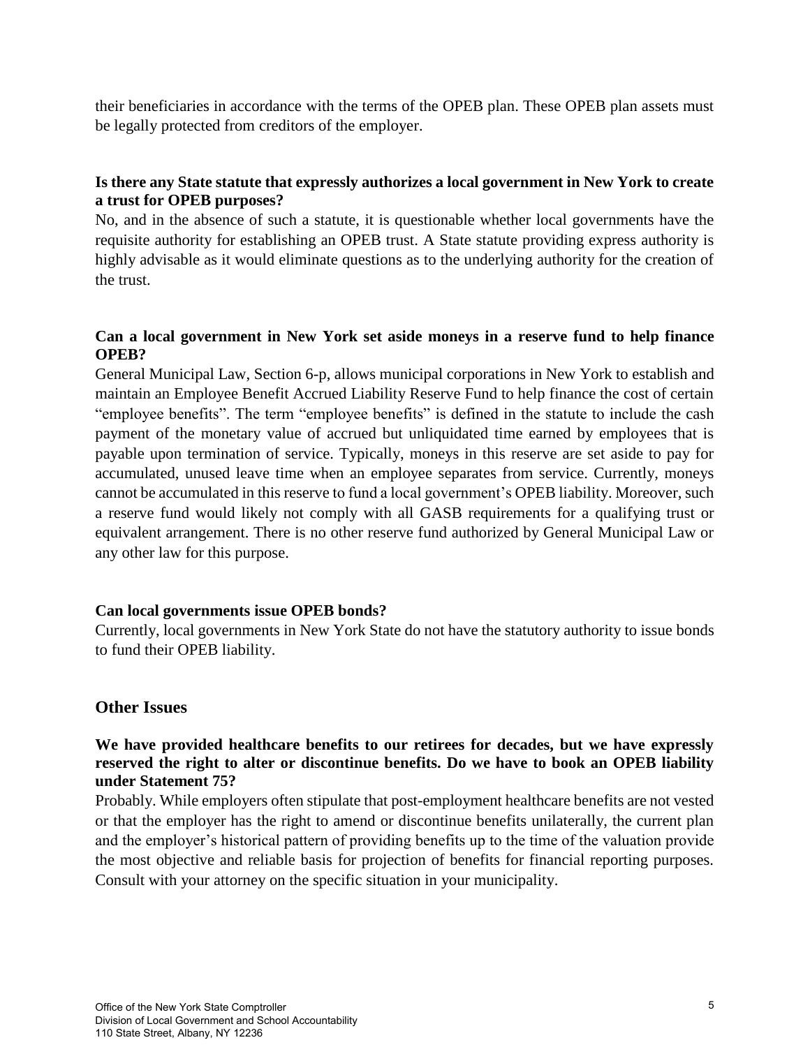their beneficiaries in accordance with the terms of the OPEB plan. These OPEB plan assets must be legally protected from creditors of the employer.

**Is there any State statute that expressly authorizes a local government in New York to create a trust for OPEB purposes?**

No, and in the absence of such a statute, it is questionable whether local governments have the requisite authority for establishing an OPEB trust. A State statute providing express authority is highly advisable as it would eliminate questions as to the underlying authority for the creation of the trust.

**Can a local government in New York set aside moneys in a reserve fund to help finance OPEB?**

General Municipal Law, Section 6-p, allows municipal corporations in New York to establish and maintain an Employee Benefit Accrued Liability Reserve Fund to help finance the cost of certain "employee benefits". The term "employee benefits" is defined in the statute to include the cash payment of the monetary value of accrued but unliquidated time earned by employees that is payable upon termination of service. Typically, moneys in this reserve are set aside to pay for accumulated, unused leave time when an employee separates from service. Currently, moneys cannot be accumulated in this reserve to fund a local government's OPEB liability. Moreover, such a reserve fund would likely not comply with all GASB requirements for a qualifying trust or equivalent arrangement. There is no other reserve fund authorized by General Municipal Law or any other law for this purpose.

**Can local governments issue OPEB bonds?**

Currently, local governments in New York State do not have the statutory authority to issue bonds to fund their OPEB liability.

## Other Issues

**We have provided healthcare benefits to our retirees for decades, but we have expressly reserved the right to alter or discontinue benefits. Do we have to book an OPEB liability under Statement 75?**

Probably. While employers often stipulate that post-employment healthcare benefits are not vested or that the employer has the right to amend or discontinue benefits unilaterally, the current plan and the employer's historical pattern of providing benefits up to the time of the valuation provide the most objective and reliable basis for projection of benefits for financial reporting purposes. Consult with your attorney on the specific situation in your municipality.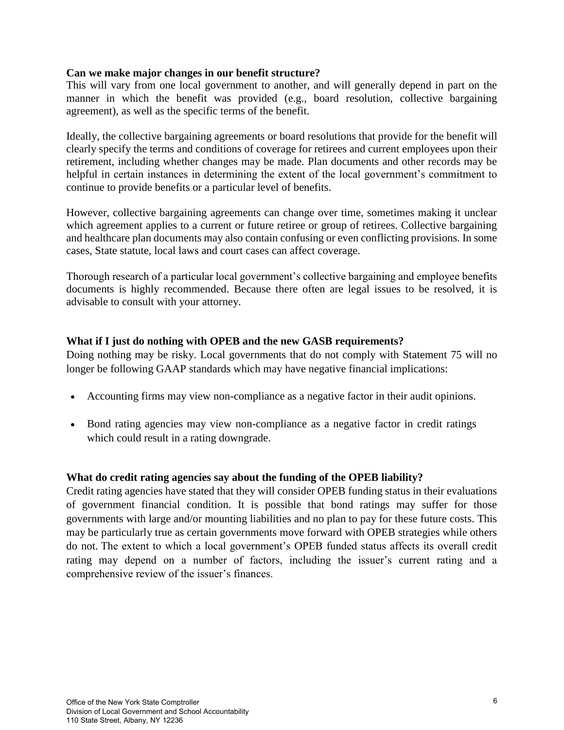**Can we make major changes in our benefit structure?**

This will vary from one local government to another, and will generally depend in part on the manner in which the benefit was provided (e.g., board resolution, collective bargaining agreement), as well as the specific terms of the benefit.

Ideally, the collective bargaining agreements or board resolutions that provide for the benefit will clearly specify the terms and conditions of coverage for retirees and current employees upon their retirement, including whether changes may be made. Plan documents and other records may be helpful in certain instances in determining the extent of the local government's commitment to continue to provide benefits or a particular level of benefits.

However, collective bargaining agreements can change over time, sometimes making it unclear which agreement applies to a current or future retiree or group of retirees. Collective bargaining and healthcare plan documents may also contain confusing or even conflicting provisions. In some cases, State statute, local laws and court cases can affect coverage.

Thorough research of a particular local government's collective bargaining and employee benefits documents is highly recommended. Because there often are legal issues to be resolved, it is advisable to consult with your attorney.

**What if I just do nothing with OPEB and the new GASB requirements?**

Doing nothing may be risky. Local governments that do not comply with Statement 75 will no longer be following GAAP standards which may have negative financial implications:

- Accounting firms may view non-compliance as a negative factor in their audit opinions.
- Bond rating agencies may view non-compliance as a negative factor in credit ratings which could result in a rating downgrade.

**What do credit rating agencies say about the funding of the OPEB liability?**

Credit rating agencies have stated that they will consider OPEB funding status in their evaluations of government financial condition. It is possible that bond ratings may suffer for those governments with large and/or mounting liabilities and no plan to pay for these future costs. This may be particularly true as certain governments move forward with OPEB strategies while others do not. The extent to which a local government's OPEB funded status affects its overall credit rating may depend on a number of factors, including the issuer's current rating and a comprehensive review of the issuer's finances.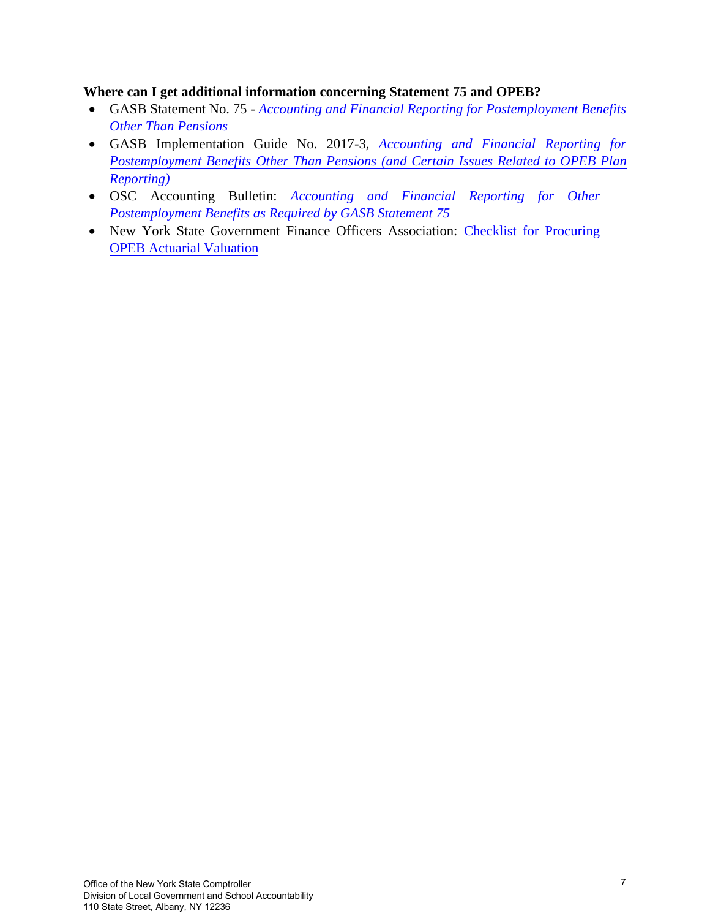**Where can I get additional information concerning Statement 75 and OPEB?**

- GASB Statement No. 75 - *Accounting and Financial Reporting for Postemployment Benefits Other Than Pensions*
- GASB Implementation Guide No. 2017-3, *Accounting and Financial Reporting for Postemployment Benefits Other Than Pensions (and Certain Issues Related to OPEB Plan Reporting)*
- OSC Accounting Bulletin: *Accounting and Financial Reporting for Other Postemployment Benefits as Required by GASB Statement 75*
- New York State Government Finance Officers Association: Checklist for Procuring OPEB Actuarial Valuation

Office of the New York State Comptroller
Division of Local Government and School Accountability
110 State Street, Albany, NY 12236